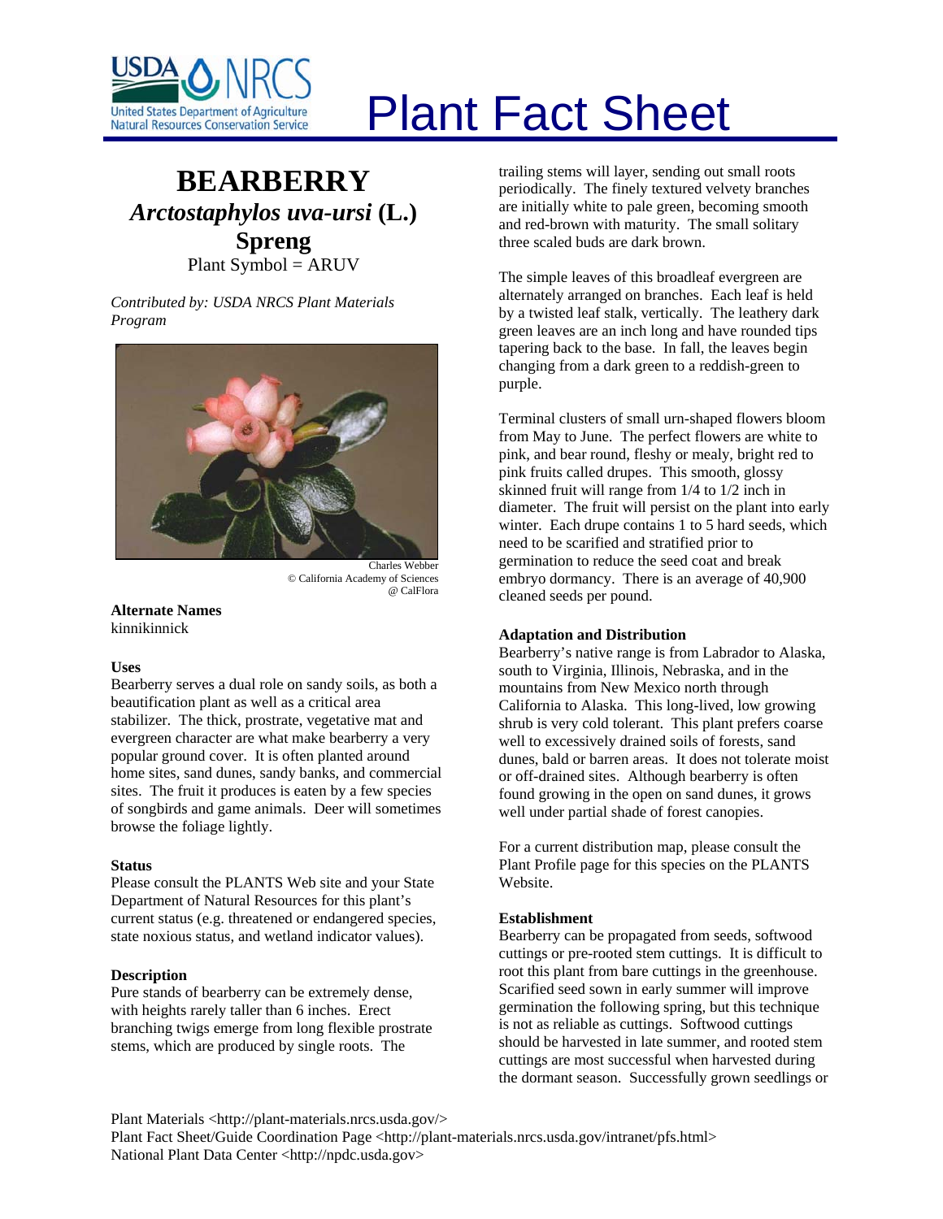# Plant Fact Sheet

## BEARBERRY
### *Arctostaphylos uva-ursi* (L.) Spreng
Plant Symbol = ARUV

*Contributed by: USDA NRCS Plant Materials Program*

Charles Webber
© California Academy of Sciences
@ CalFlora

### Alternate Names
kinnikinnick

### Uses
Bearberry serves a dual role on sandy soils, as both a beautification plant as well as a critical area stabilizer. The thick, prostrate, vegetative mat and evergreen character are what make bearberry a very popular ground cover. It is often planted around home sites, sand dunes, sandy banks, and commercial sites. The fruit it produces is eaten by a few species of songbirds and game animals. Deer will sometimes browse the foliage lightly.

### Status
Please consult the PLANTS Web site and your State Department of Natural Resources for this plant's current status (e.g. threatened or endangered species, state noxious status, and wetland indicator values).

### Description
Pure stands of bearberry can be extremely dense, with heights rarely taller than 6 inches. Erect branching twigs emerge from long flexible prostrate stems, which are produced by single roots. The trailing stems will layer, sending out small roots periodically. The finely textured velvety branches are initially white to pale green, becoming smooth and red-brown with maturity. The small solitary three scaled buds are dark brown.

The simple leaves of this broadleaf evergreen are alternately arranged on branches. Each leaf is held by a twisted leaf stalk, vertically. The leathery dark green leaves are an inch long and have rounded tips tapering back to the base. In fall, the leaves begin changing from a dark green to a reddish-green to purple.

Terminal clusters of small urn-shaped flowers bloom from May to June. The perfect flowers are white to pink, and bear round, fleshy or mealy, bright red to pink fruits called drupes. This smooth, glossy skinned fruit will range from 1/4 to 1/2 inch in diameter. The fruit will persist on the plant into early winter. Each drupe contains 1 to 5 hard seeds, which need to be scarified and stratified prior to germination to reduce the seed coat and break embryo dormancy. There is an average of 40,900 cleaned seeds per pound.

### Adaptation and Distribution
Bearberry's native range is from Labrador to Alaska, south to Virginia, Illinois, Nebraska, and in the mountains from New Mexico north through California to Alaska. This long-lived, low growing shrub is very cold tolerant. This plant prefers coarse well to excessively drained soils of forests, sand dunes, bald or barren areas. It does not tolerate moist or off-drained sites. Although bearberry is often found growing in the open on sand dunes, it grows well under partial shade of forest canopies.

For a current distribution map, please consult the Plant Profile page for this species on the PLANTS Website.

### Establishment
Bearberry can be propagated from seeds, softwood cuttings or pre-rooted stem cuttings. It is difficult to root this plant from bare cuttings in the greenhouse. Scarified seed sown in early summer will improve germination the following spring, but this technique is not as reliable as cuttings. Softwood cuttings should be harvested in late summer, and rooted stem cuttings are most successful when harvested during the dormant season. Successfully grown seedlings or

Plant Materials <http://plant-materials.nrcs.usda.gov/>
Plant Fact Sheet/Guide Coordination Page <http://plant-materials.nrcs.usda.gov/intranet/pfs.html>
National Plant Data Center <http://npdc.usda.gov>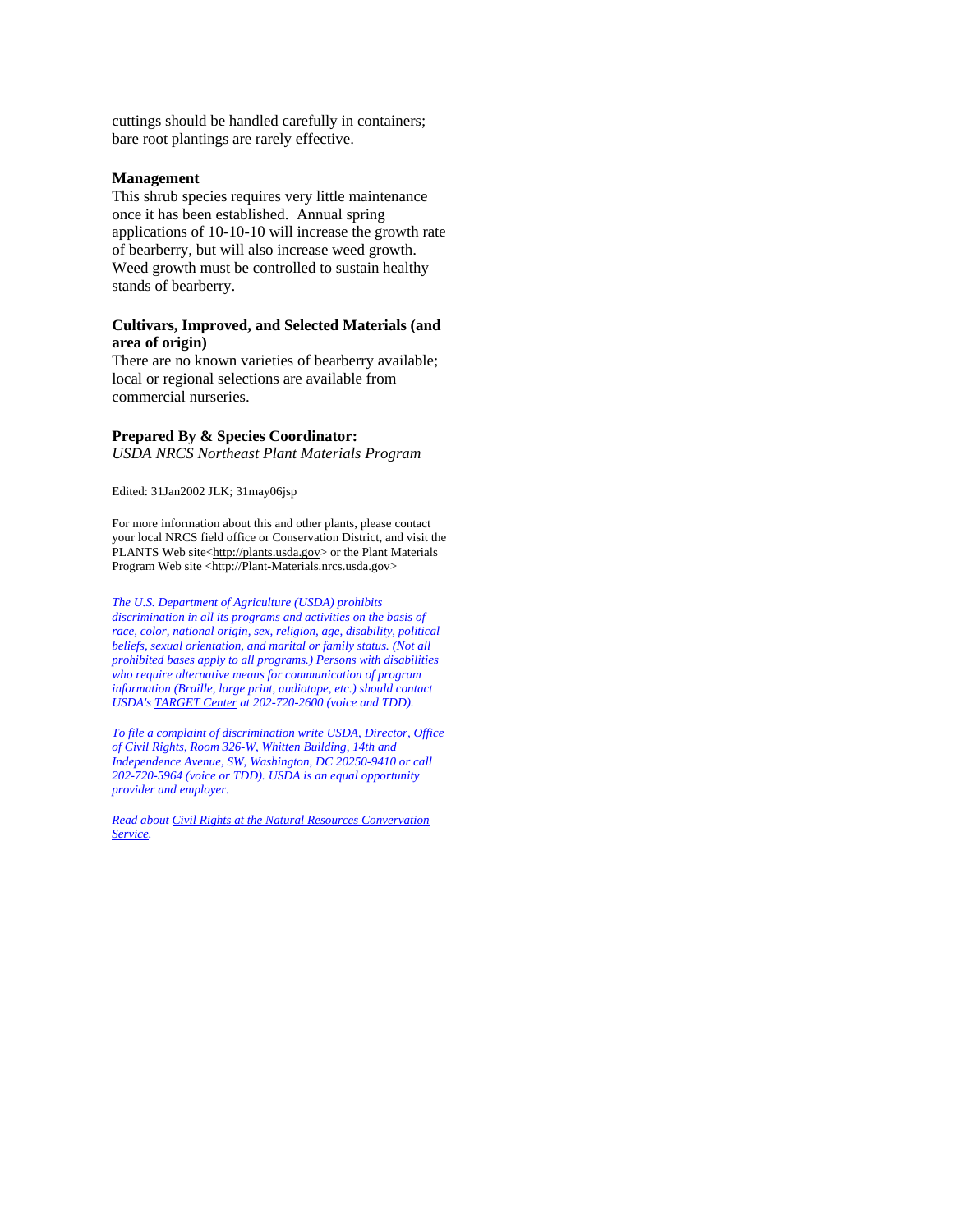cuttings should be handled carefully in containers; bare root plantings are rarely effective.

**Management**

This shrub species requires very little maintenance once it has been established. Annual spring applications of 10-10-10 will increase the growth rate of bearberry, but will also increase weed growth. Weed growth must be controlled to sustain healthy stands of bearberry.

**Cultivars, Improved, and Selected Materials (and area of origin)**

There are no known varieties of bearberry available; local or regional selections are available from commercial nurseries.

**Prepared By & Species Coordinator:**

*USDA NRCS Northeast Plant Materials Program*

Edited: 31Jan2002 JLK; 31may06jsp

For more information about this and other plants, please contact your local NRCS field office or Conservation District, and visit the PLANTS Web site<http://plants.usda.gov> or the Plant Materials Program Web site <http://Plant-Materials.nrcs.usda.gov>

*The U.S. Department of Agriculture (USDA) prohibits discrimination in all its programs and activities on the basis of race, color, national origin, sex, religion, age, disability, political beliefs, sexual orientation, and marital or family status. (Not all prohibited bases apply to all programs.) Persons with disabilities who require alternative means for communication of program information (Braille, large print, audiotape, etc.) should contact USDA's TARGET Center at 202-720-2600 (voice and TDD).*

*To file a complaint of discrimination write USDA, Director, Office of Civil Rights, Room 326-W, Whitten Building, 14th and Independence Avenue, SW, Washington, DC 20250-9410 or call 202-720-5964 (voice or TDD). USDA is an equal opportunity provider and employer.*

*Read about Civil Rights at the Natural Resources Convervation Service.*